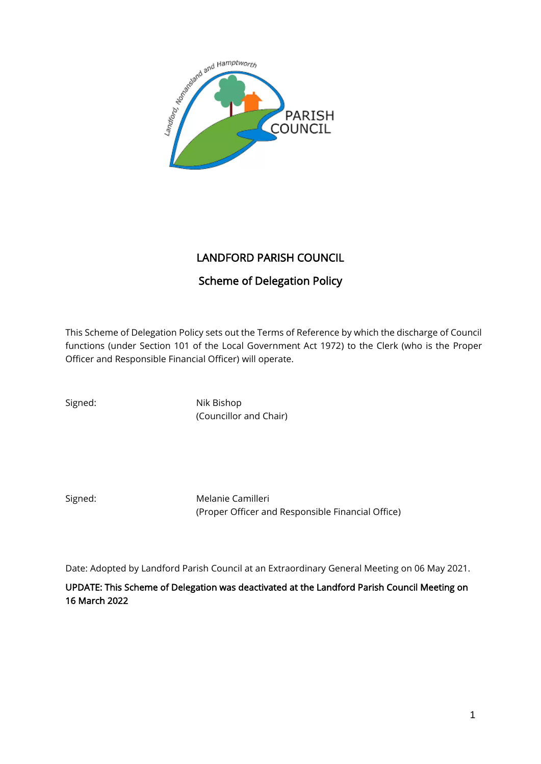# LANDFORD PARISH COUNCIL

## Scheme of Delegation Policy

This Scheme of Delegation Policy sets out the Terms of Reference by which the discharge of Council functions (under Section 101 of the Local Government Act 1972) to the Clerk (who is the Proper Officer and Responsible Financial Officer) will operate.

Signed: Nik Bishop
(Councillor and Chair)

Signed: Melanie Camilleri
(Proper Officer and Responsible Financial Office)

Date: Adopted by Landford Parish Council at an Extraordinary General Meeting on 06 May 2021.

**UPDATE: This Scheme of Delegation was deactivated at the Landford Parish Council Meeting on 16 March 2022**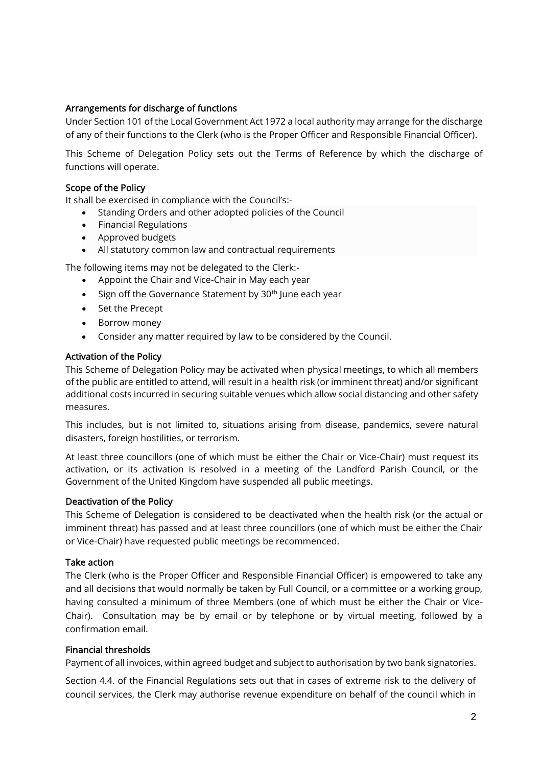## Arrangements for discharge of functions

Under Section 101 of the Local Government Act 1972 a local authority may arrange for the discharge of any of their functions to the Clerk (who is the Proper Officer and Responsible Financial Officer).

This Scheme of Delegation Policy sets out the Terms of Reference by which the discharge of functions will operate.

## Scope of the Policy

It shall be exercised in compliance with the Council's:-

- Standing Orders and other adopted policies of the Council
- Financial Regulations
- Approved budgets
- All statutory common law and contractual requirements

The following items may not be delegated to the Clerk:-

- Appoint the Chair and Vice-Chair in May each year
- Sign off the Governance Statement by 30th June each year
- Set the Precept
- Borrow money
- Consider any matter required by law to be considered by the Council.

## Activation of the Policy

This Scheme of Delegation Policy may be activated when physical meetings, to which all members of the public are entitled to attend, will result in a health risk (or imminent threat) and/or significant additional costs incurred in securing suitable venues which allow social distancing and other safety measures.

This includes, but is not limited to, situations arising from disease, pandemics, severe natural disasters, foreign hostilities, or terrorism.

At least three councillors (one of which must be either the Chair or Vice-Chair) must request its activation, or its activation is resolved in a meeting of the Landford Parish Council, or the Government of the United Kingdom have suspended all public meetings.

## Deactivation of the Policy

This Scheme of Delegation is considered to be deactivated when the health risk (or the actual or imminent threat) has passed and at least three councillors (one of which must be either the Chair or Vice-Chair) have requested public meetings be recommenced.

## Take action

The Clerk (who is the Proper Officer and Responsible Financial Officer) is empowered to take any and all decisions that would normally be taken by Full Council, or a committee or a working group, having consulted a minimum of three Members (one of which must be either the Chair or Vice-Chair). Consultation may be by email or by telephone or by virtual meeting, followed by a confirmation email.

## Financial thresholds

Payment of all invoices, within agreed budget and subject to authorisation by two bank signatories.

Section 4.4. of the Financial Regulations sets out that in cases of extreme risk to the delivery of council services, the Clerk may authorise revenue expenditure on behalf of the council which in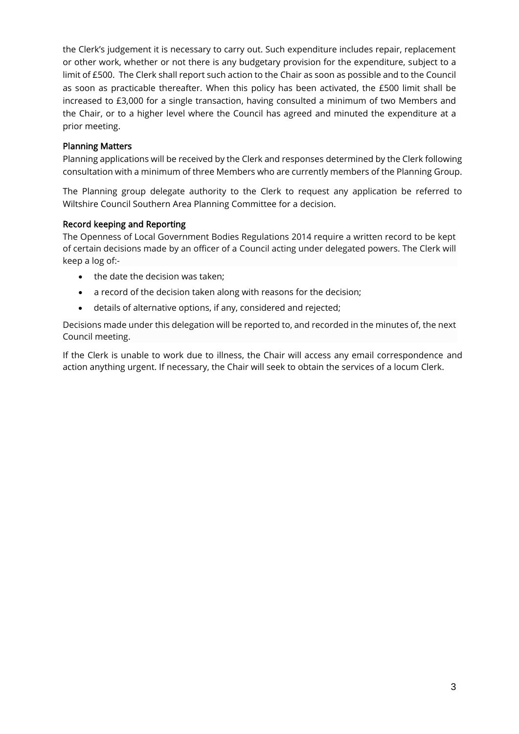the Clerk's judgement it is necessary to carry out. Such expenditure includes repair, replacement or other work, whether or not there is any budgetary provision for the expenditure, subject to a limit of £500. The Clerk shall report such action to the Chair as soon as possible and to the Council as soon as practicable thereafter. When this policy has been activated, the £500 limit shall be increased to £3,000 for a single transaction, having consulted a minimum of two Members and the Chair, or to a higher level where the Council has agreed and minuted the expenditure at a prior meeting.

### Planning Matters

Planning applications will be received by the Clerk and responses determined by the Clerk following consultation with a minimum of three Members who are currently members of the Planning Group.

The Planning group delegate authority to the Clerk to request any application be referred to Wiltshire Council Southern Area Planning Committee for a decision.

### Record keeping and Reporting

The Openness of Local Government Bodies Regulations 2014 require a written record to be kept of certain decisions made by an officer of a Council acting under delegated powers. The Clerk will keep a log of:-

- the date the decision was taken;
- a record of the decision taken along with reasons for the decision;
- details of alternative options, if any, considered and rejected;

Decisions made under this delegation will be reported to, and recorded in the minutes of, the next Council meeting.

If the Clerk is unable to work due to illness, the Chair will access any email correspondence and action anything urgent. If necessary, the Chair will seek to obtain the services of a locum Clerk.